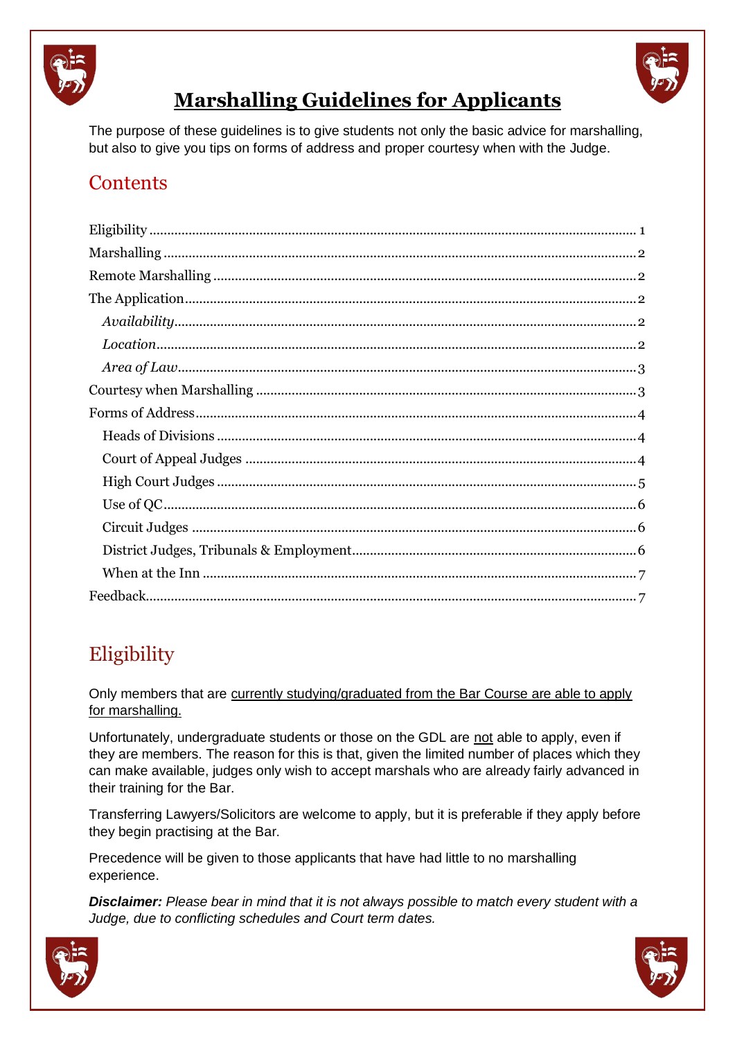# Marshalling Guidelines for Applicants

The purpose of these guidelines is to give students not only the basic advice for marshalling, but also to give you tips on forms of address and proper courtesy when with the Judge.

## Contents

- Eligibility ........ 1
- Marshalling ........ 2
- Remote Marshalling ........ 2
- The Application ........ 2
  - *Availability* ........ 2
  - *Location* ........ 2
  - *Area of Law* ........ 3
- Courtesy when Marshalling ........ 3
- Forms of Address ........ 4
  - Heads of Divisions ........ 4
  - Court of Appeal Judges ........ 4
  - High Court Judges ........ 5
  - Use of QC ........ 6
  - Circuit Judges ........ 6
  - District Judges, Tribunals & Employment ........ 6
  - When at the Inn ........ 7
- Feedback ........ 7

## Eligibility

Only members that are <u>currently studying/graduated from the Bar Course are able to apply for marshalling.</u>

Unfortunately, undergraduate students or those on the GDL are <u>not</u> able to apply, even if they are members. The reason for this is that, given the limited number of places which they can make available, judges only wish to accept marshals who are already fairly advanced in their training for the Bar.

Transferring Lawyers/Solicitors are welcome to apply, but it is preferable if they apply before they begin practising at the Bar.

Precedence will be given to those applicants that have had little to no marshalling experience.

***Disclaimer:*** *Please bear in mind that it is not always possible to match every student with a Judge, due to conflicting schedules and Court term dates.*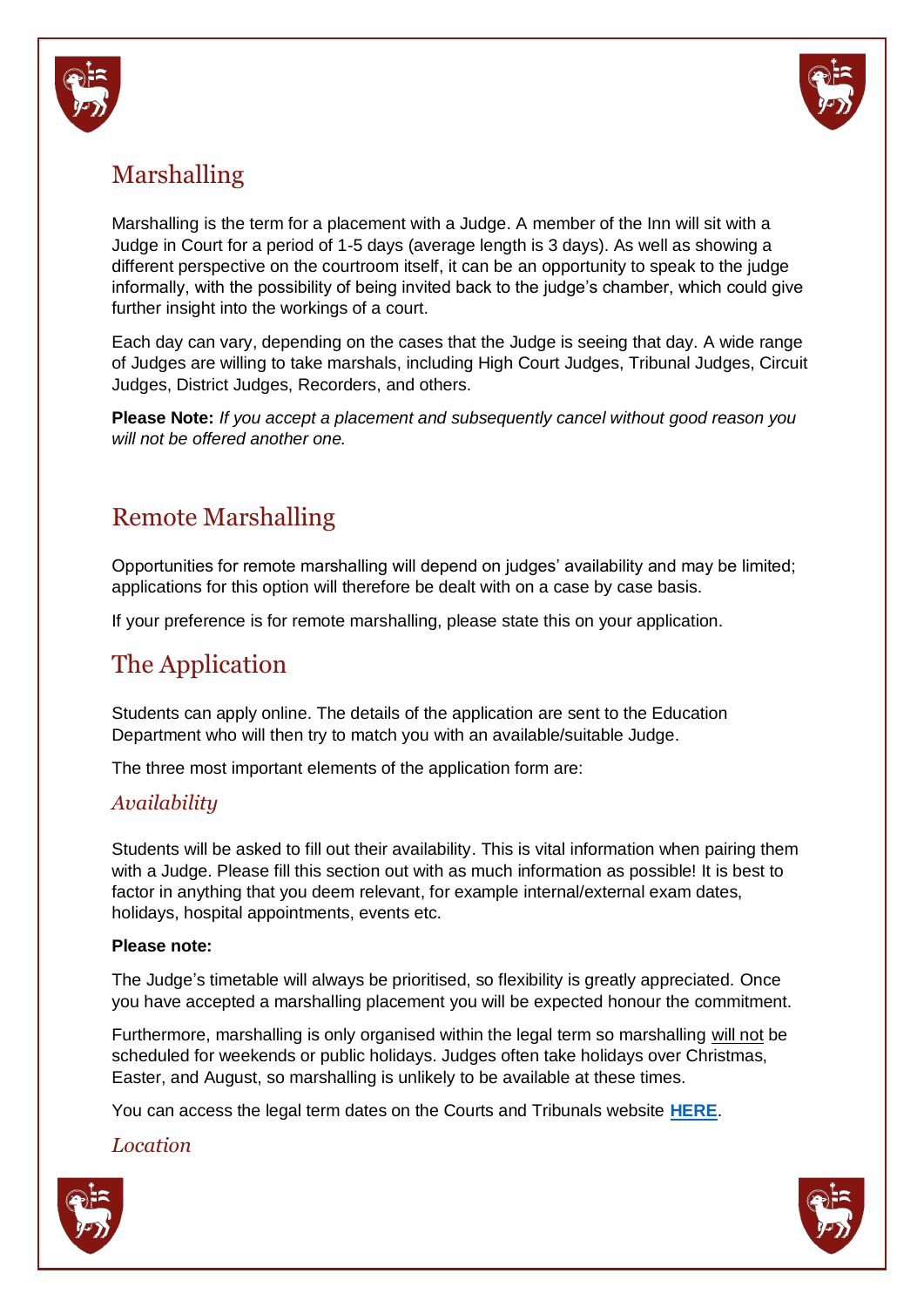## Marshalling

Marshalling is the term for a placement with a Judge. A member of the Inn will sit with a Judge in Court for a period of 1-5 days (average length is 3 days). As well as showing a different perspective on the courtroom itself, it can be an opportunity to speak to the judge informally, with the possibility of being invited back to the judge's chamber, which could give further insight into the workings of a court.

Each day can vary, depending on the cases that the Judge is seeing that day. A wide range of Judges are willing to take marshals, including High Court Judges, Tribunal Judges, Circuit Judges, District Judges, Recorders, and others.

**Please Note:** *If you accept a placement and subsequently cancel without good reason you will not be offered another one.*

## Remote Marshalling

Opportunities for remote marshalling will depend on judges' availability and may be limited; applications for this option will therefore be dealt with on a case by case basis.

If your preference is for remote marshalling, please state this on your application.

## The Application

Students can apply online. The details of the application are sent to the Education Department who will then try to match you with an available/suitable Judge.

The three most important elements of the application form are:

### *Availability*

Students will be asked to fill out their availability. This is vital information when pairing them with a Judge. Please fill this section out with as much information as possible! It is best to factor in anything that you deem relevant, for example internal/external exam dates, holidays, hospital appointments, events etc.

**Please note:**

The Judge's timetable will always be prioritised, so flexibility is greatly appreciated. Once you have accepted a marshalling placement you will be expected honour the commitment.

Furthermore, marshalling is only organised within the legal term so marshalling will not be scheduled for weekends or public holidays. Judges often take holidays over Christmas, Easter, and August, so marshalling is unlikely to be available at these times.

You can access the legal term dates on the Courts and Tribunals website **HERE**.

### *Location*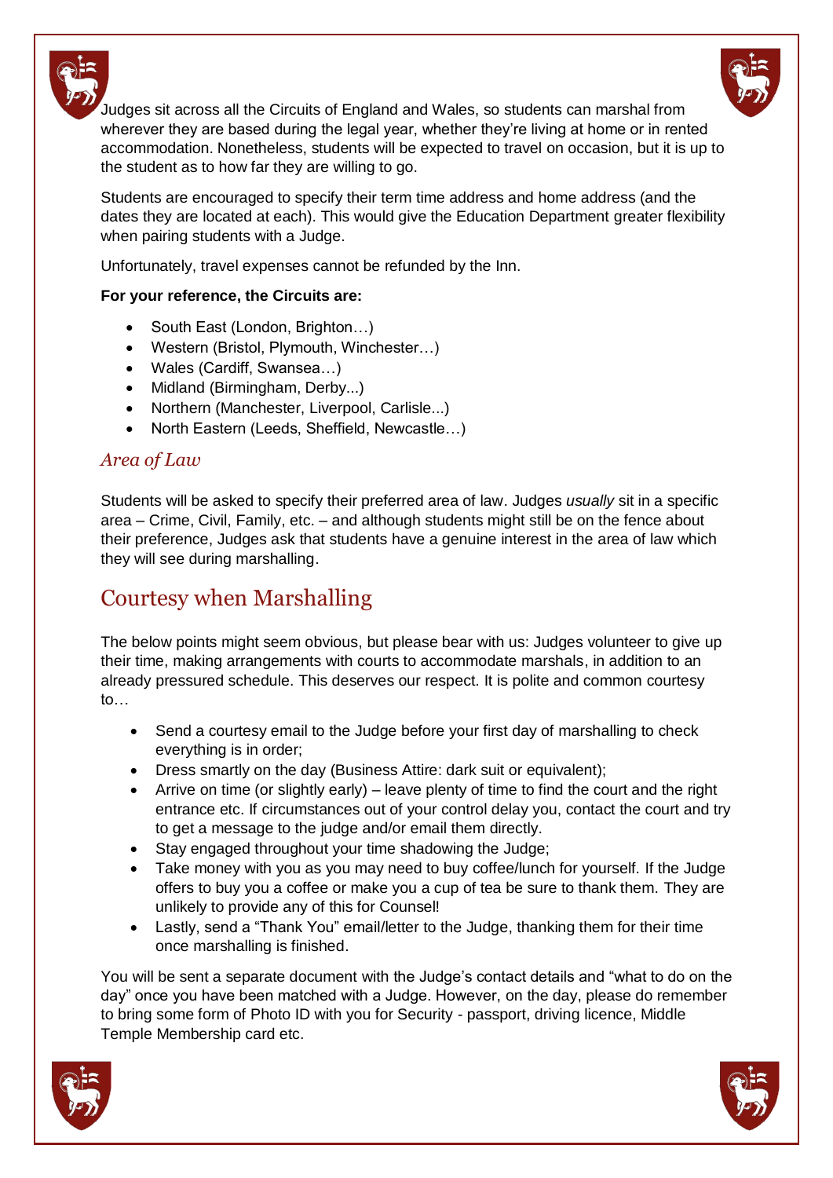Judges sit across all the Circuits of England and Wales, so students can marshal from wherever they are based during the legal year, whether they're living at home or in rented accommodation. Nonetheless, students will be expected to travel on occasion, but it is up to the student as to how far they are willing to go.

Students are encouraged to specify their term time address and home address (and the dates they are located at each). This would give the Education Department greater flexibility when pairing students with a Judge.

Unfortunately, travel expenses cannot be refunded by the Inn.

**For your reference, the Circuits are:**

- South East (London, Brighton…)
- Western (Bristol, Plymouth, Winchester…)
- Wales (Cardiff, Swansea…)
- Midland (Birmingham, Derby...)
- Northern (Manchester, Liverpool, Carlisle...)
- North Eastern (Leeds, Sheffield, Newcastle…)

### *Area of Law*

Students will be asked to specify their preferred area of law. Judges *usually* sit in a specific area – Crime, Civil, Family, etc. – and although students might still be on the fence about their preference, Judges ask that students have a genuine interest in the area of law which they will see during marshalling.

## Courtesy when Marshalling

The below points might seem obvious, but please bear with us: Judges volunteer to give up their time, making arrangements with courts to accommodate marshals, in addition to an already pressured schedule. This deserves our respect. It is polite and common courtesy to…

- Send a courtesy email to the Judge before your first day of marshalling to check everything is in order;
- Dress smartly on the day (Business Attire: dark suit or equivalent);
- Arrive on time (or slightly early) – leave plenty of time to find the court and the right entrance etc. If circumstances out of your control delay you, contact the court and try to get a message to the judge and/or email them directly.
- Stay engaged throughout your time shadowing the Judge;
- Take money with you as you may need to buy coffee/lunch for yourself. If the Judge offers to buy you a coffee or make you a cup of tea be sure to thank them. They are unlikely to provide any of this for Counsel!
- Lastly, send a "Thank You" email/letter to the Judge, thanking them for their time once marshalling is finished.

You will be sent a separate document with the Judge's contact details and "what to do on the day" once you have been matched with a Judge. However, on the day, please do remember to bring some form of Photo ID with you for Security - passport, driving licence, Middle Temple Membership card etc.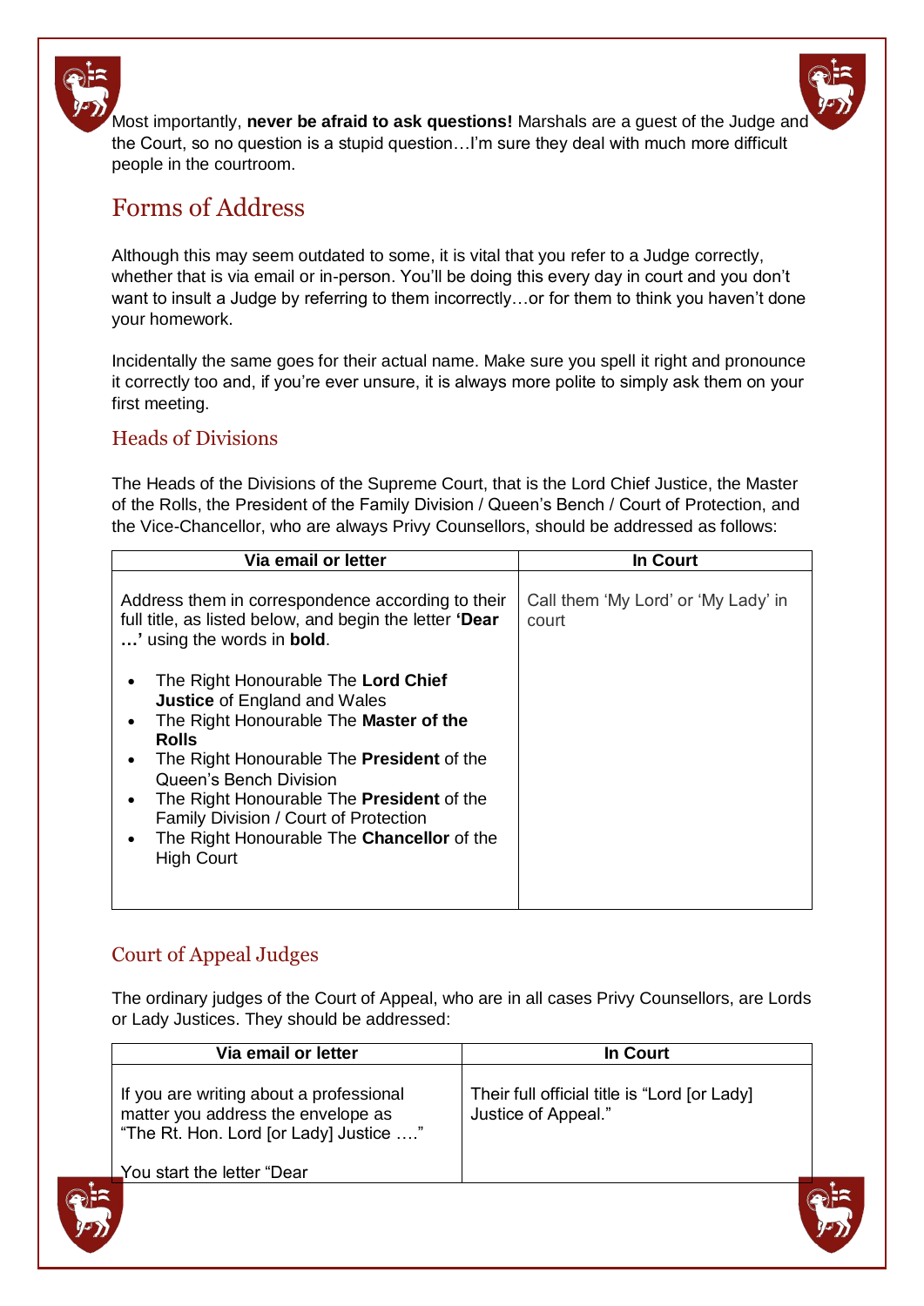Most importantly, **never be afraid to ask questions!** Marshals are a guest of the Judge and the Court, so no question is a stupid question…I'm sure they deal with much more difficult people in the courtroom.

## Forms of Address

Although this may seem outdated to some, it is vital that you refer to a Judge correctly, whether that is via email or in-person. You'll be doing this every day in court and you don't want to insult a Judge by referring to them incorrectly…or for them to think you haven't done your homework.

Incidentally the same goes for their actual name. Make sure you spell it right and pronounce it correctly too and, if you're ever unsure, it is always more polite to simply ask them on your first meeting.

### Heads of Divisions

The Heads of the Divisions of the Supreme Court, that is the Lord Chief Justice, the Master of the Rolls, the President of the Family Division / Queen's Bench / Court of Protection, and the Vice-Chancellor, who are always Privy Counsellors, should be addressed as follows:

| Via email or letter | In Court |
|---|---|
| Address them in correspondence according to their full title, as listed below, and begin the letter **'Dear …'** using the words in **bold**.<br><br>• The Right Honourable The **Lord Chief Justice** of England and Wales<br>• The Right Honourable The **Master of the Rolls**<br>• The Right Honourable The **President** of the Queen's Bench Division<br>• The Right Honourable The **President** of the Family Division / Court of Protection<br>• The Right Honourable The **Chancellor** of the High Court | Call them 'My Lord' or 'My Lady' in court |

### Court of Appeal Judges

The ordinary judges of the Court of Appeal, who are in all cases Privy Counsellors, are Lords or Lady Justices. They should be addressed:

| Via email or letter | In Court |
|---|---|
| If you are writing about a professional matter you address the envelope as "The Rt. Hon. Lord [or Lady] Justice ….."<br><br>You start the letter "Dear | Their full official title is "Lord [or Lady] Justice of Appeal." |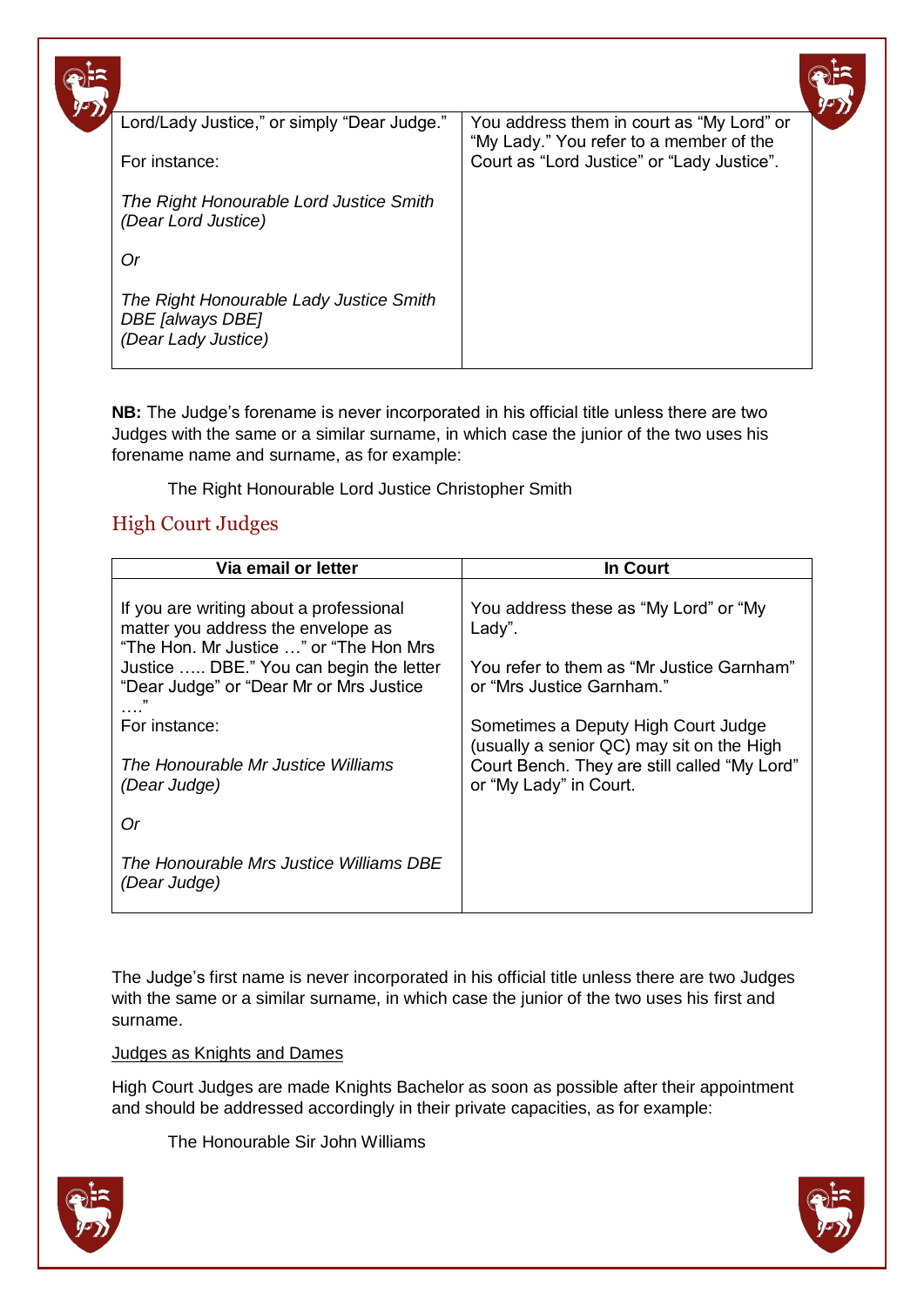| | |
|---|---|
| Lord/Lady Justice," or simply "Dear Judge."<br><br>For instance:<br><br>*The Right Honourable Lord Justice Smith (Dear Lord Justice)*<br><br>*Or*<br><br>*The Right Honourable Lady Justice Smith DBE [always DBE] (Dear Lady Justice)* | You address them in court as "My Lord" or "My Lady." You refer to a member of the Court as "Lord Justice" or "Lady Justice". |

**NB:** The Judge's forename is never incorporated in his official title unless there are two Judges with the same or a similar surname, in which case the junior of the two uses his forename name and surname, as for example:

The Right Honourable Lord Justice Christopher Smith

## High Court Judges

| Via email or letter | In Court |
|---|---|
| If you are writing about a professional matter you address the envelope as "The Hon. Mr Justice …" or "The Hon Mrs Justice ….. DBE." You can begin the letter "Dear Judge" or "Dear Mr or Mrs Justice …."<br><br>For instance:<br><br>*The Honourable Mr Justice Williams (Dear Judge)*<br><br>*Or*<br><br>*The Honourable Mrs Justice Williams DBE (Dear Judge)* | You address these as "My Lord" or "My Lady".<br><br>You refer to them as "Mr Justice Garnham" or "Mrs Justice Garnham."<br><br>Sometimes a Deputy High Court Judge (usually a senior QC) may sit on the High Court Bench. They are still called "My Lord" or "My Lady" in Court. |

The Judge's first name is never incorporated in his official title unless there are two Judges with the same or a similar surname, in which case the junior of the two uses his first and surname.

Judges as Knights and Dames

High Court Judges are made Knights Bachelor as soon as possible after their appointment and should be addressed accordingly in their private capacities, as for example:

The Honourable Sir John Williams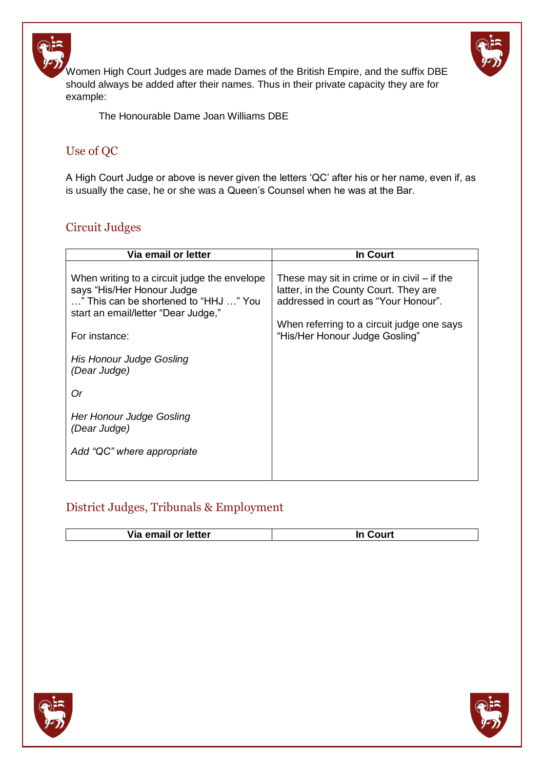Women High Court Judges are made Dames of the British Empire, and the suffix DBE should always be added after their names. Thus in their private capacity they are for example:

The Honourable Dame Joan Williams DBE

## Use of QC

A High Court Judge or above is never given the letters 'QC' after his or her name, even if, as is usually the case, he or she was a Queen's Counsel when he was at the Bar.

## Circuit Judges

| Via email or letter | In Court |
|---|---|
| When writing to a circuit judge the envelope says "His/Her Honour Judge …" This can be shortened to "HHJ …" You start an email/letter "Dear Judge,"<br><br>For instance:<br><br>*His Honour Judge Gosling*<br>*(Dear Judge)*<br><br>*Or*<br><br>*Her Honour Judge Gosling*<br>*(Dear Judge)*<br><br>*Add "QC" where appropriate* | These may sit in crime or in civil – if the latter, in the County Court. They are addressed in court as "Your Honour".<br><br>When referring to a circuit judge one says "His/Her Honour Judge Gosling" |

## District Judges, Tribunals & Employment

| Via email or letter | In Court |
|---|---|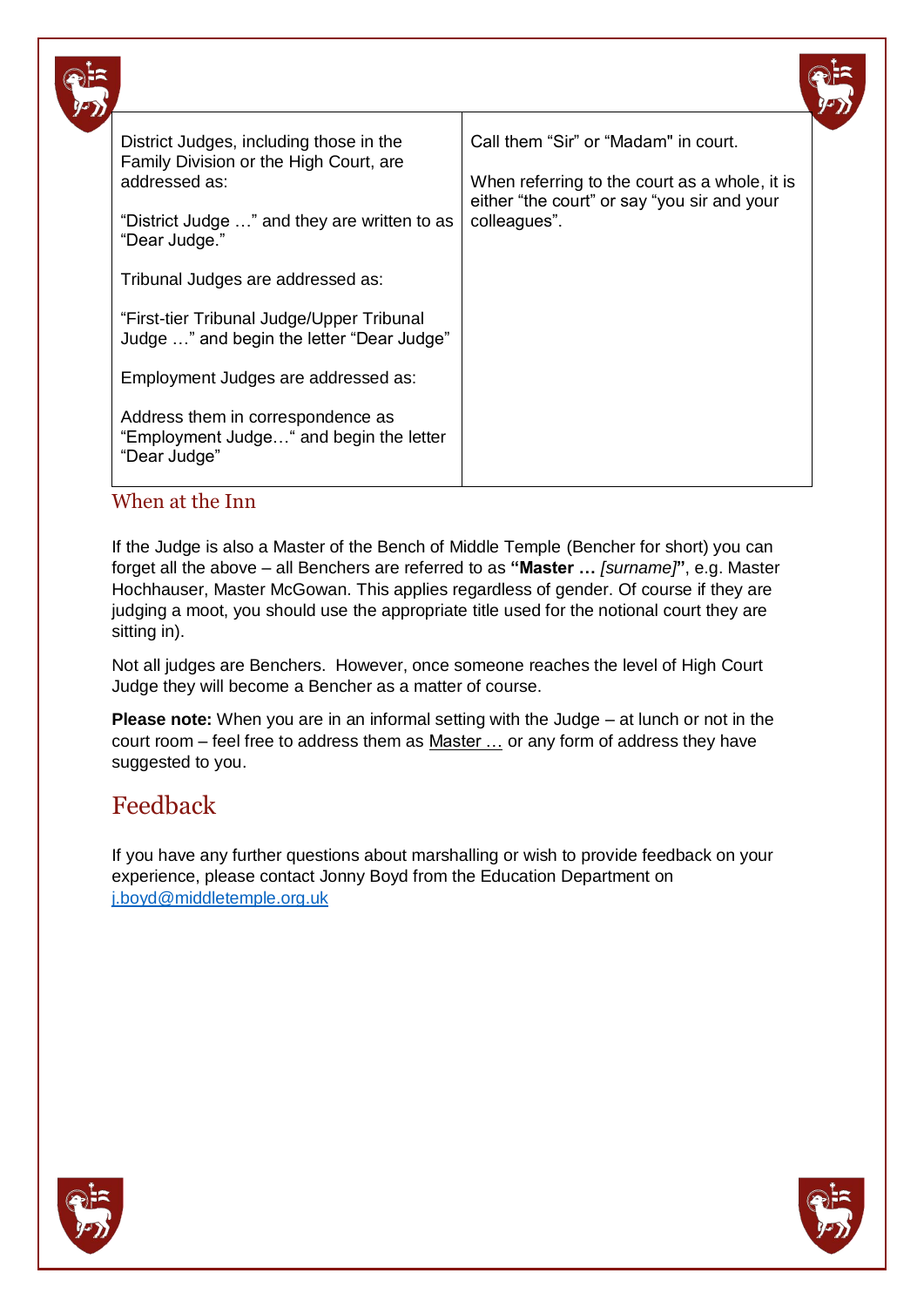| | |
|---|---|
| District Judges, including those in the Family Division or the High Court, are addressed as:<br><br>“District Judge …” and they are written to as “Dear Judge.”<br><br>Tribunal Judges are addressed as:<br><br>“First-tier Tribunal Judge/Upper Tribunal Judge …” and begin the letter “Dear Judge”<br><br>Employment Judges are addressed as:<br><br>Address them in correspondence as “Employment Judge…“ and begin the letter “Dear Judge” | Call them “Sir” or “Madam" in court.<br><br>When referring to the court as a whole, it is either “the court” or say “you sir and your colleagues”. |

### When at the Inn

If the Judge is also a Master of the Bench of Middle Temple (Bencher for short) you can forget all the above – all Benchers are referred to as **“Master …** *[surname]***”**, e.g. Master Hochhauser, Master McGowan. This applies regardless of gender. Of course if they are judging a moot, you should use the appropriate title used for the notional court they are sitting in).

Not all judges are Benchers. However, once someone reaches the level of High Court Judge they will become a Bencher as a matter of course.

**Please note:** When you are in an informal setting with the Judge – at lunch or not in the court room – feel free to address them as Master … or any form of address they have suggested to you.

## Feedback

If you have any further questions about marshalling or wish to provide feedback on your experience, please contact Jonny Boyd from the Education Department on j.boyd@middletemple.org.uk